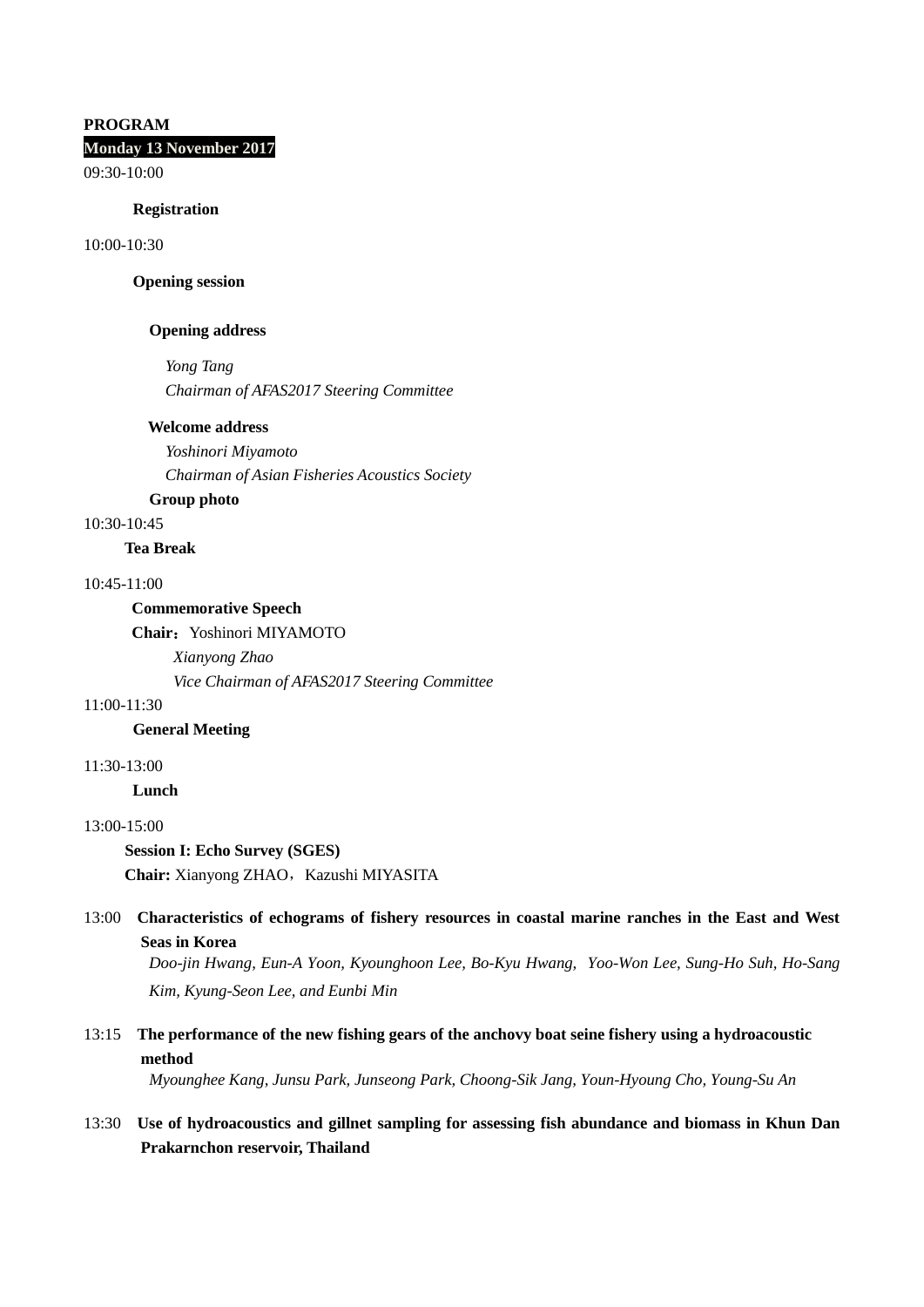**PROGRAM**

**Monday 13 November 2017**

09:30-10:00

**Registration**

10:00-10:30

**Opening session**

**Opening address**

*Yong Tang*
*Chairman of AFAS2017 Steering Committee*

**Welcome address**

*Yoshinori Miyamoto*
*Chairman of Asian Fisheries Acoustics Society*

**Group photo**

10:30-10:45

**Tea Break**

10:45-11:00

**Commemorative Speech**

**Chair：** Yoshinori MIYAMOTO

*Xianyong Zhao*
*Vice Chairman of AFAS2017 Steering Committee*

11:00-11:30

**General Meeting**

11:30-13:00

**Lunch**

13:00-15:00

**Session I: Echo Survey (SGES)**

**Chair:** Xianyong ZHAO，Kazushi MIYASITA

13:00 **Characteristics of echograms of fishery resources in coastal marine ranches in the East and West Seas in Korea**
*Doo-jin Hwang, Eun-A Yoon, Kyounghoon Lee, Bo-Kyu Hwang, Yoo-Won Lee, Sung-Ho Suh, Ho-Sang Kim, Kyung-Seon Lee, and Eunbi Min*

13:15 **The performance of the new fishing gears of the anchovy boat seine fishery using a hydroacoustic method**
*Myounghee Kang, Junsu Park, Junseong Park, Choong-Sik Jang, Youn-Hyoung Cho, Young-Su An*

13:30 **Use of hydroacoustics and gillnet sampling for assessing fish abundance and biomass in Khun Dan Prakarnchon reservoir, Thailand**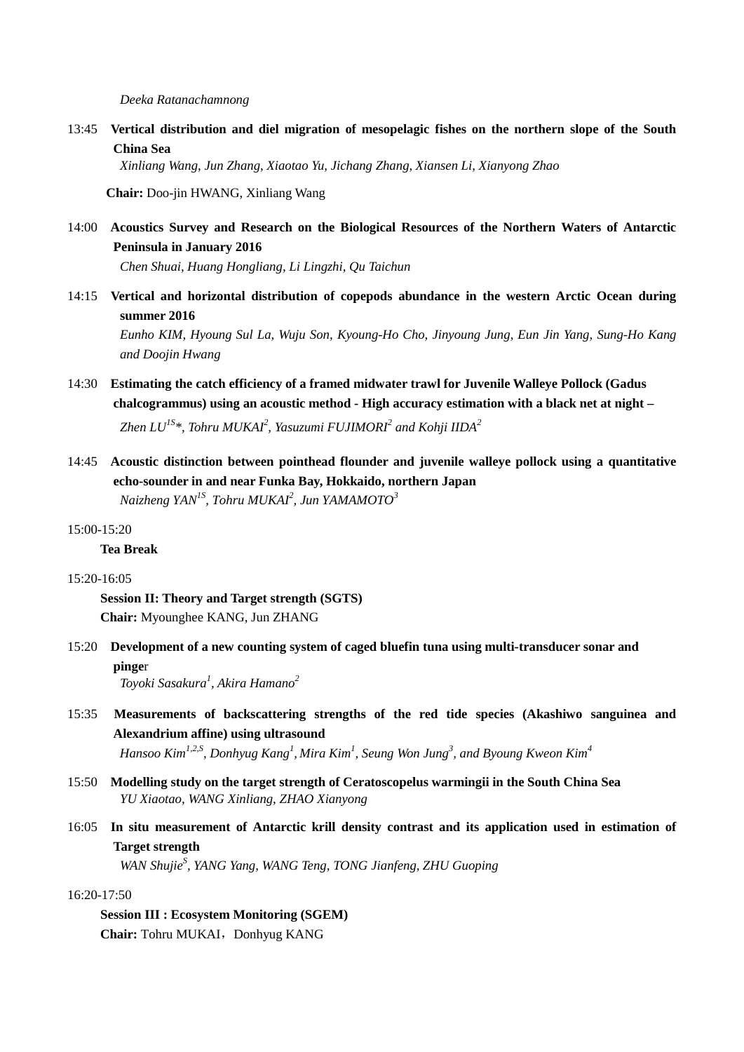*Deeka Ratanachamnong*

13:45 **Vertical distribution and diel migration of mesopelagic fishes on the northern slope of the South China Sea**
*Xinliang Wang, Jun Zhang, Xiaotao Yu, Jichang Zhang, Xiansen Li, Xianyong Zhao*

**Chair:** Doo-jin HWANG, Xinliang Wang

14:00 **Acoustics Survey and Research on the Biological Resources of the Northern Waters of Antarctic Peninsula in January 2016**
*Chen Shuai, Huang Hongliang, Li Lingzhi, Qu Taichun*

14:15 **Vertical and horizontal distribution of copepods abundance in the western Arctic Ocean during summer 2016**
*Eunho KIM, Hyoung Sul La, Wuju Son, Kyoung-Ho Cho, Jinyoung Jung, Eun Jin Yang, Sung-Ho Kang and Doojin Hwang*

14:30 **Estimating the catch efficiency of a framed midwater trawl for Juvenile Walleye Pollock (Gadus chalcogrammus) using an acoustic method - High accuracy estimation with a black net at night –**
*Zhen LU[1S]*, Tohru MUKAI[2], Yasuzumi FUJIMORI[2] and Kohji IIDA[2]*

14:45 **Acoustic distinction between pointhead flounder and juvenile walleye pollock using a quantitative echo-sounder in and near Funka Bay, Hokkaido, northern Japan**
*Naizheng YAN[1S], Tohru MUKAI[2], Jun YAMAMOTO[3]*

15:00-15:20

**Tea Break**

15:20-16:05

**Session II: Theory and Target strength (SGTS)**
**Chair:** Myounghee KANG, Jun ZHANG

15:20 **Development of a new counting system of caged bluefin tuna using multi-transducer sonar and pinge**r
*Toyoki Sasakura[1], Akira Hamano[2]*

15:35 **Measurements of backscattering strengths of the red tide species (Akashiwo sanguinea and Alexandrium affine) using ultrasound**
*Hansoo Kim[1,2,S], Donhyug Kang[1], Mira Kim[1], Seung Won Jung[3], and Byoung Kweon Kim[4]*

15:50 **Modelling study on the target strength of Ceratoscopelus warmingii in the South China Sea**
*YU Xiaotao, WANG Xinliang, ZHAO Xianyong*

16:05 **In situ measurement of Antarctic krill density contrast and its application used in estimation of Target strength**
*WAN Shujie[S], YANG Yang, WANG Teng, TONG Jianfeng, ZHU Guoping*

16:20-17:50

**Session III : Ecosystem Monitoring (SGEM)**
**Chair:** Tohru MUKAI，Donhyug KANG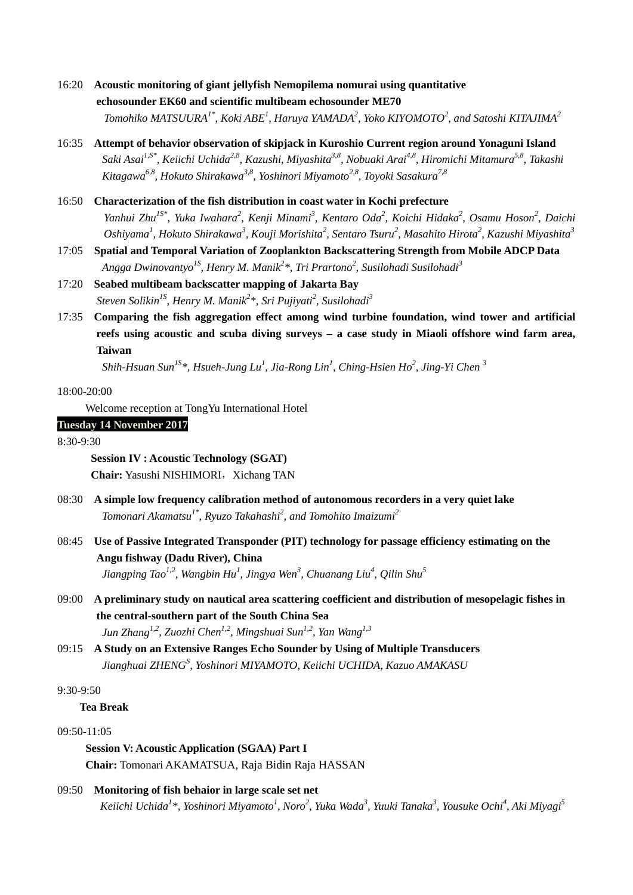16:20 **Acoustic monitoring of giant jellyfish Nemopilema nomurai using quantitative echosounder EK60 and scientific multibeam echosounder ME70**
*Tomohiko MATSUURA[1*], Koki ABE[1], Haruya YAMADA[2], Yoko KIYOMOTO[2], and Satoshi KITAJIMA[2]*

16:35 **Attempt of behavior observation of skipjack in Kuroshio Current region around Yonaguni Island**
*Saki Asai[1,S*], Keiichi Uchida[2,8], Kazushi, Miyashita[3,8], Nobuaki Arai[4,8], Hiromichi Mitamura[5,8], Takashi Kitagawa[6,8], Hokuto Shirakawa[3,8], Yoshinori Miyamoto[2,8], Toyoki Sasakura[7,8]*

16:50 **Characterization of the fish distribution in coast water in Kochi prefecture**
*Yanhui Zhu[1S*], Yuka Iwahara[2], Kenji Minami[3], Kentaro Oda[2], Koichi Hidaka[2], Osamu Hoson[2], Daichi Oshiyama[1], Hokuto Shirakawa[3], Kouji Morishita[2], Sentaro Tsuru[2], Masahito Hirota[2], Kazushi Miyashita[3]*

17:05 **Spatial and Temporal Variation of Zooplankton Backscattering Strength from Mobile ADCP Data**
*Angga Dwinovantyo[1S], Henry M. Manik[2]*, Tri Prartono[2], Susilohadi Susilohadi[3]*

17:20 **Seabed multibeam backscatter mapping of Jakarta Bay**
*Steven Solikin[1S], Henry M. Manik[2]*, Sri Pujiyati[2], Susilohadi[3]*

17:35 **Comparing the fish aggregation effect among wind turbine foundation, wind tower and artificial reefs using acoustic and scuba diving surveys – a case study in Miaoli offshore wind farm area, Taiwan**
*Shih-Hsuan Sun[1S]*, Hsueh-Jung Lu[1], Jia-Rong Lin[1], Ching-Hsien Ho[2], Jing-Yi Chen [3]*

18:00-20:00
Welcome reception at TongYu International Hotel

**Tuesday 14 November 2017**

8:30-9:30

**Session IV : Acoustic Technology (SGAT)**
**Chair:** Yasushi NISHIMORI，Xichang TAN

08:30 **A simple low frequency calibration method of autonomous recorders in a very quiet lake**
*Tomonari Akamatsu[1*], Ryuzo Takahashi[2], and Tomohito Imaizumi[2]*

08:45 **Use of Passive Integrated Transponder (PIT) technology for passage efficiency estimating on the Angu fishway (Dadu River), China**
*Jiangping Tao[1,2], Wangbin Hu[1], Jingya Wen[3], Chuanang Liu[4], Qilin Shu[5]*

09:00 **A preliminary study on nautical area scattering coefficient and distribution of mesopelagic fishes in the central-southern part of the South China Sea**
*Jun Zhang[1,2], Zuozhi Chen[1,2], Mingshuai Sun[1,2], Yan Wang[1,3]*

09:15 **A Study on an Extensive Ranges Echo Sounder by Using of Multiple Transducers**
*Jianghuai ZHENG[S], Yoshinori MIYAMOTO, Keiichi UCHIDA, Kazuo AMAKASU*

9:30-9:50
**Tea Break**

09:50-11:05

**Session V: Acoustic Application (SGAA) Part I**
**Chair:** Tomonari AKAMATSUA, Raja Bidin Raja HASSAN

09:50 **Monitoring of fish behaior in large scale set net**
*Keiichi Uchida[1]*, Yoshinori Miyamoto[1], Noro[2], Yuka Wada[3], Yuuki Tanaka[3], Yousuke Ochi[4], Aki Miyagi[5]*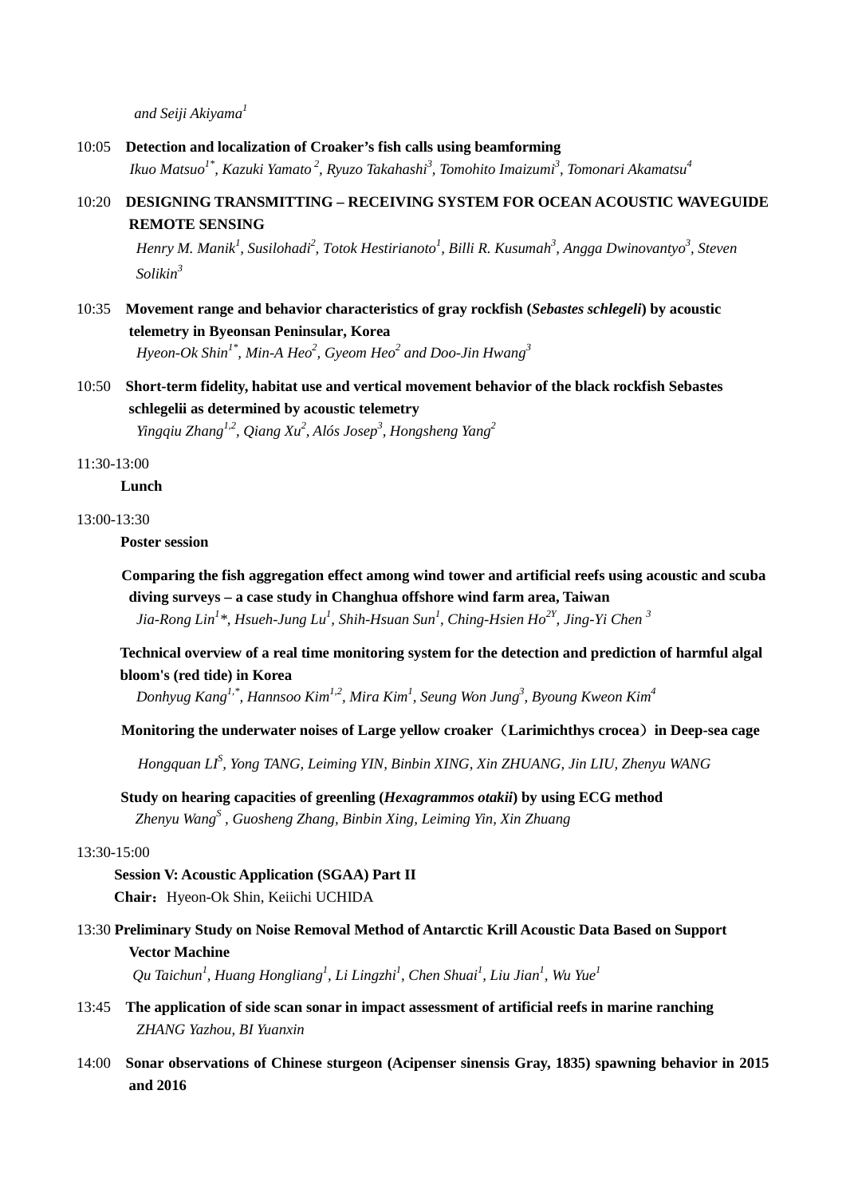*and Seiji Akiyama[1]*

10:05 **Detection and localization of Croaker's fish calls using beamforming**
*Ikuo Matsuo[1*], Kazuki Yamato[2], Ryuzo Takahashi[3], Tomohito Imaizumi[3], Tomonari Akamatsu[4]*

10:20 **DESIGNING TRANSMITTING – RECEIVING SYSTEM FOR OCEAN ACOUSTIC WAVEGUIDE REMOTE SENSING**
*Henry M. Manik[1], Susilohadi[2], Totok Hestirianoto[1], Billi R. Kusumah[3], Angga Dwinovantyo[3], Steven Solikin[3]*

10:35 **Movement range and behavior characteristics of gray rockfish (*Sebastes schlegeli*) by acoustic telemetry in Byeonsan Peninsular, Korea**
*Hyeon-Ok Shin[1*], Min-A Heo[2], Gyeom Heo[2] and Doo-Jin Hwang[3]*

10:50 **Short-term fidelity, habitat use and vertical movement behavior of the black rockfish Sebastes schlegelii as determined by acoustic telemetry**
*Yingqiu Zhang[1,2], Qiang Xu[2], Alós Josep[3], Hongsheng Yang[2]*

11:30-13:00
**Lunch**

13:00-13:30
**Poster session**

**Comparing the fish aggregation effect among wind tower and artificial reefs using acoustic and scuba diving surveys – a case study in Changhua offshore wind farm area, Taiwan**
*Jia-Rong Lin[1]*, Hsueh-Jung Lu[1], Shih-Hsuan Sun[1], Ching-Hsien Ho[2Y], Jing-Yi Chen[3]*

**Technical overview of a real time monitoring system for the detection and prediction of harmful algal bloom's (red tide) in Korea**
*Donhyug Kang[1,*], Hannsoo Kim[1,2], Mira Kim[1], Seung Won Jung[3], Byoung Kweon Kim[4]*

**Monitoring the underwater noises of Large yellow croaker（Larimichthys crocea）in Deep-sea cage**
*Hongquan LI[S], Yong TANG, Leiming YIN, Binbin XING, Xin ZHUANG, Jin LIU, Zhenyu WANG*

**Study on hearing capacities of greenling (*Hexagrammos otakii*) by using ECG method**
*Zhenyu Wang[S], Guosheng Zhang, Binbin Xing, Leiming Yin, Xin Zhuang*

13:30-15:00
**Session V: Acoustic Application (SGAA) Part II**
**Chair：** Hyeon-Ok Shin, Keiichi UCHIDA

13:30 **Preliminary Study on Noise Removal Method of Antarctic Krill Acoustic Data Based on Support Vector Machine**
*Qu Taichun[1], Huang Hongliang[1], Li Lingzhi[1], Chen Shuai[1], Liu Jian[1], Wu Yue[1]*

13:45 **The application of side scan sonar in impact assessment of artificial reefs in marine ranching**
*ZHANG Yazhou, BI Yuanxin*

14:00 **Sonar observations of Chinese sturgeon (Acipenser sinensis Gray, 1835) spawning behavior in 2015 and 2016**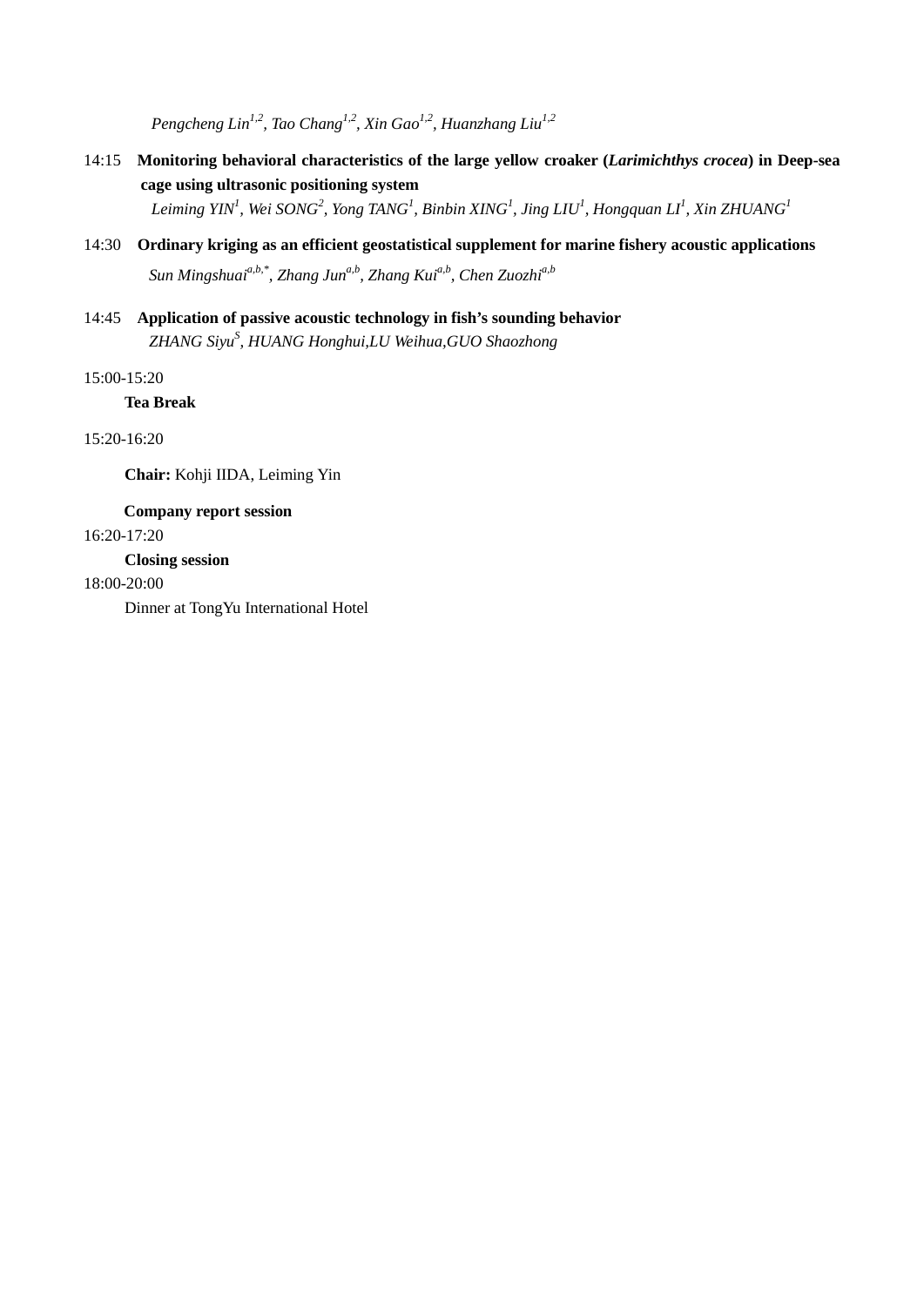*Pengcheng Lin[1,2], Tao Chang[1,2], Xin Gao[1,2], Huanzhang Liu[1,2]*

14:15 **Monitoring behavioral characteristics of the large yellow croaker (*Larimichthys crocea*) in Deep-sea cage using ultrasonic positioning system**

*Leiming YIN[1], Wei SONG[2], Yong TANG[1], Binbin XING[1], Jing LIU[1], Hongquan LI[1], Xin ZHUANG[1]*

14:30 **Ordinary kriging as an efficient geostatistical supplement for marine fishery acoustic applications**

*Sun Mingshuai[a,b,*], Zhang Jun[a,b], Zhang Kui[a,b], Chen Zuozhi[a,b]*

14:45 **Application of passive acoustic technology in fish's sounding behavior**

*ZHANG Siyu[S], HUANG Honghui,LU Weihua,GUO Shaozhong*

15:00-15:20

**Tea Break**

15:20-16:20

**Chair:** Kohji IIDA, Leiming Yin

**Company report session**

16:20-17:20

**Closing session**

18:00-20:00

Dinner at TongYu International Hotel